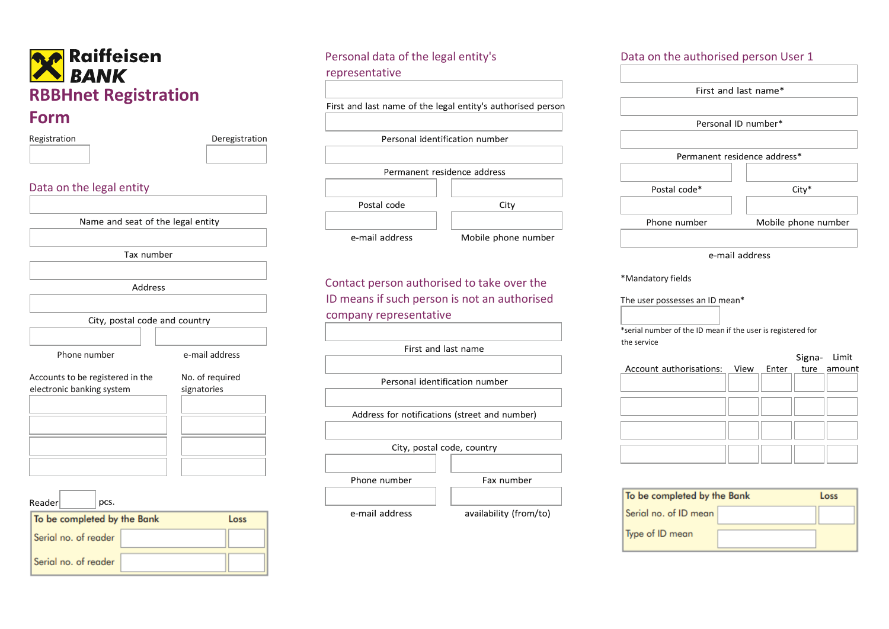Raiffeisen BANK

# RBBHnet Registration Form

Registration | Deregistration

## Data on the legal entity

Name and seat of the legal entity

Tax number

Address

City, postal code and country

Phone number | e-mail address

| Accounts to be registered in the electronic banking system | No. of required signatories |
|---|---|
| | |
| | |
| | |
| | |

Reader ____ pcs.

| To be completed by the Bank | | Loss |
|---|---|---|
| Serial no. of reader | | |
| Serial no. of reader | | |

## Personal data of the legal entity's representative

First and last name of the legal entity's authorised person

Personal identification number

Permanent residence address

Postal code | City

e-mail address | Mobile phone number

## Contact person authorised to take over the ID means if such person is not an authorised company representative

First and last name

Personal identification number

Address for notifications (street and number)

City, postal code, country

Phone number | Fax number

e-mail address | availability (from/to)

## Data on the authorised person User 1

First and last name*

Personal ID number*

Permanent residence address*

Postal code* | City*

Phone number | Mobile phone number

e-mail address

*Mandatory fields

The user possesses an ID mean*

*serial number of the ID mean if the user is registered for the service

| Account authorisations: | View | Enter | Signa-ture | Limit amount |
|---|---|---|---|---|
| | | | | |
| | | | | |
| | | | | |
| | | | | |

| To be completed by the Bank | | Loss |
|---|---|---|
| Serial no. of ID mean | | |
| Type of ID mean | | |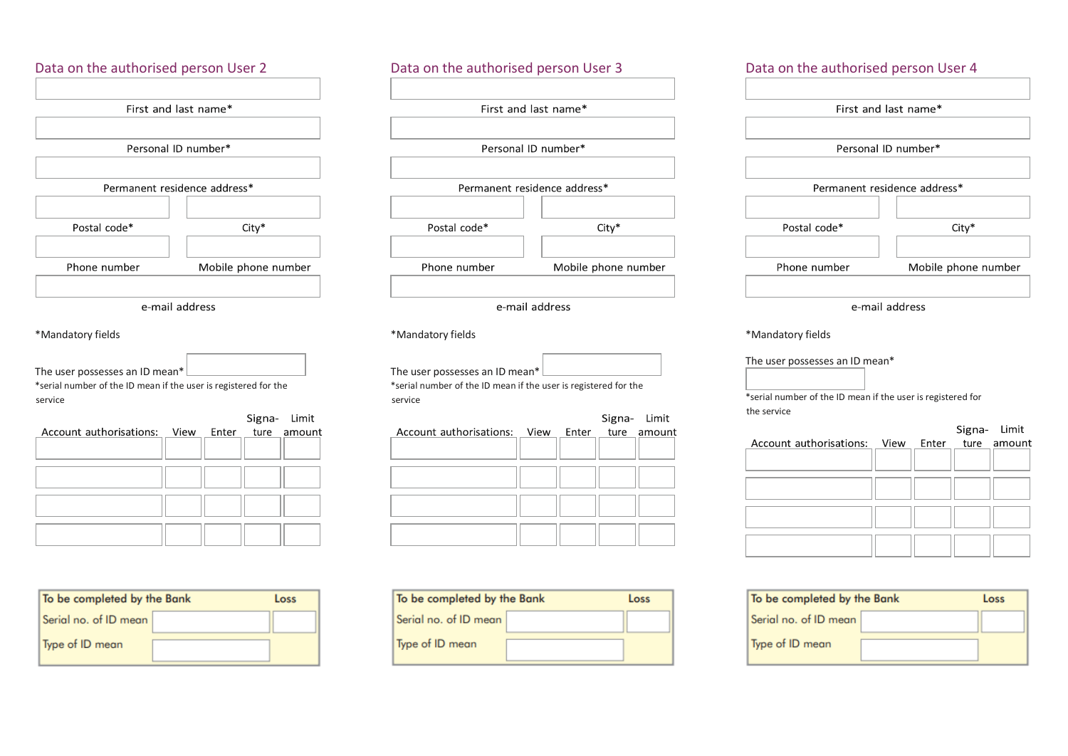## Data on the authorised person User 2

First and last name*

Personal ID number*

Permanent residence address*

Postal code* | City*

Phone number | Mobile phone number

e-mail address

*Mandatory fields

The user possesses an ID mean*

*serial number of the ID mean if the user is registered for the service

| Account authorisations: | View | Enter | Signa-ture | Limit amount |
|---|---|---|---|---|
| | | | | |
| | | | | |
| | | | | |
| | | | | |

| To be completed by the Bank | | Loss |
|---|---|---|
| Serial no. of ID mean | | |
| Type of ID mean | | |

## Data on the authorised person User 3

First and last name*

Personal ID number*

Permanent residence address*

Postal code* | City*

Phone number | Mobile phone number

e-mail address

*Mandatory fields

The user possesses an ID mean*

*serial number of the ID mean if the user is registered for the service

| Account authorisations: | View | Enter | Signa-ture | Limit amount |
|---|---|---|---|---|
| | | | | |
| | | | | |
| | | | | |
| | | | | |

| To be completed by the Bank | | Loss |
|---|---|---|
| Serial no. of ID mean | | |
| Type of ID mean | | |

## Data on the authorised person User 4

First and last name*

Personal ID number*

Permanent residence address*

Postal code* | City*

Phone number | Mobile phone number

e-mail address

*Mandatory fields

The user possesses an ID mean*

*serial number of the ID mean if the user is registered for the service

| Account authorisations: | View | Enter | Signa-ture | Limit amount |
|---|---|---|---|---|
| | | | | |
| | | | | |
| | | | | |
| | | | | |

| To be completed by the Bank | | Loss |
|---|---|---|
| Serial no. of ID mean | | |
| Type of ID mean | | |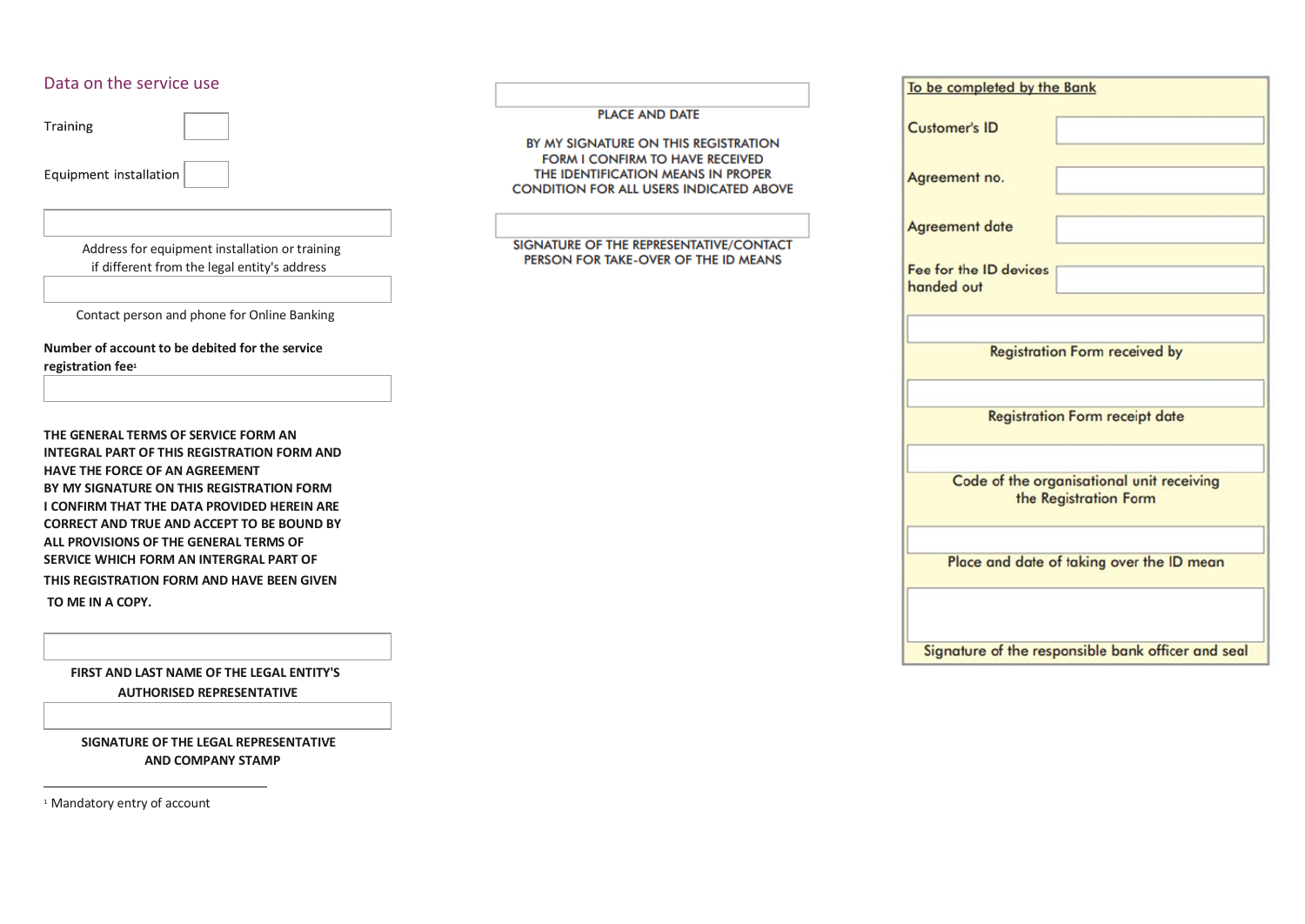## Data on the service use

Training

Equipment installation

Address for equipment installation or training if different from the legal entity's address

Contact person and phone for Online Banking

**Number of account to be debited for the service registration fee**[1]

**THE GENERAL TERMS OF SERVICE FORM AN INTEGRAL PART OF THIS REGISTRATION FORM AND HAVE THE FORCE OF AN AGREEMENT**
**BY MY SIGNATURE ON THIS REGISTRATION FORM I CONFIRM THAT THE DATA PROVIDED HEREIN ARE CORRECT AND TRUE AND ACCEPT TO BE BOUND BY ALL PROVISIONS OF THE GENERAL TERMS OF SERVICE WHICH FORM AN INTERGRAL PART OF THIS REGISTRATION FORM AND HAVE BEEN GIVEN TO ME IN A COPY.**

**FIRST AND LAST NAME OF THE LEGAL ENTITY'S AUTHORISED REPRESENTATIVE**

**SIGNATURE OF THE LEGAL REPRESENTATIVE AND COMPANY STAMP**

[1] Mandatory entry of account

PLACE AND DATE

BY MY SIGNATURE ON THIS REGISTRATION FORM I CONFIRM TO HAVE RECEIVED THE IDENTIFICATION MEANS IN PROPER CONDITION FOR ALL USERS INDICATED ABOVE

SIGNATURE OF THE REPRESENTATIVE/CONTACT PERSON FOR TAKE-OVER OF THE ID MEANS

To be completed by the Bank

| | |
|---|---|
| Customer's ID | |
| Agreement no. | |
| Agreement date | |
| Fee for the ID devices handed out | |

Registration Form received by

Registration Form receipt date

Code of the organisational unit receiving the Registration Form

Place and date of taking over the ID mean

Signature of the responsible bank officer and seal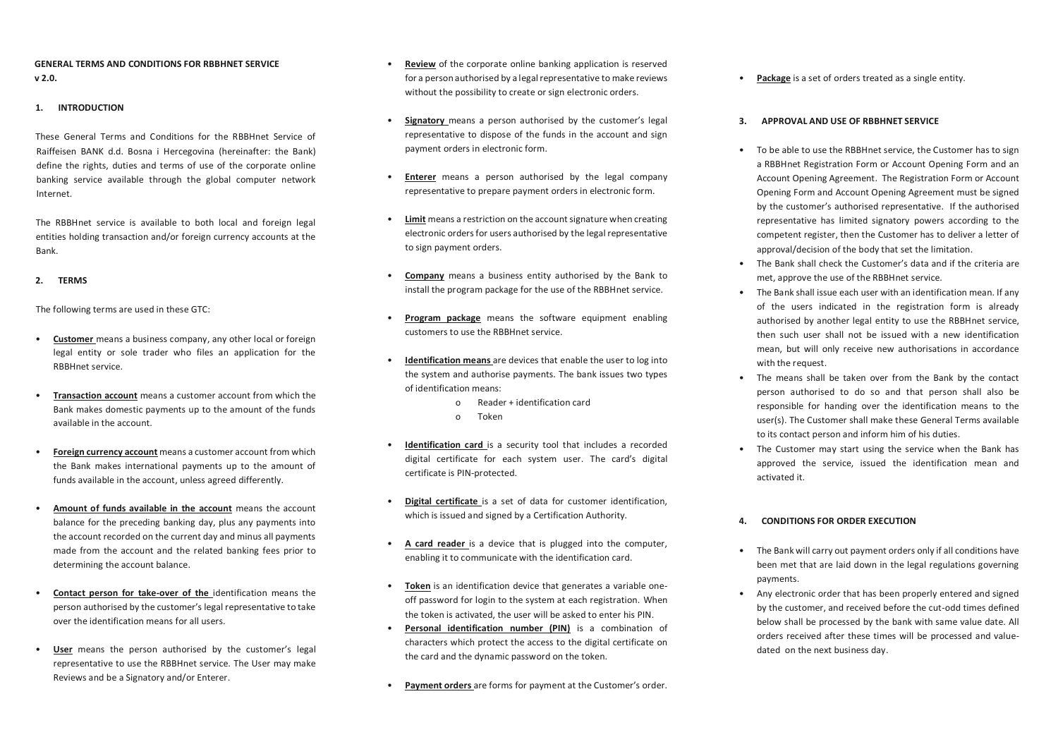**GENERAL TERMS AND CONDITIONS FOR RBBHNET SERVICE**
**v 2.0.**

## 1. INTRODUCTION

These General Terms and Conditions for the RBBHnet Service of Raiffeisen BANK d.d. Bosna i Hercegovina (hereinafter: the Bank) define the rights, duties and terms of use of the corporate online banking service available through the global computer network Internet.

The RBBHnet service is available to both local and foreign legal entities holding transaction and/or foreign currency accounts at the Bank.

## 2. TERMS

The following terms are used in these GTC:

- **Customer** means a business company, any other local or foreign legal entity or sole trader who files an application for the RBBHnet service.
- **Transaction account** means a customer account from which the Bank makes domestic payments up to the amount of the funds available in the account.
- **Foreign currency account** means a customer account from which the Bank makes international payments up to the amount of funds available in the account, unless agreed differently.
- **Amount of funds available in the account** means the account balance for the preceding banking day, plus any payments into the account recorded on the current day and minus all payments made from the account and the related banking fees prior to determining the account balance.
- **Contact person for take-over of the** identification means the person authorised by the customer's legal representative to take over the identification means for all users.
- **User** means the person authorised by the customer's legal representative to use the RBBHnet service. The User may make Reviews and be a Signatory and/or Enterer.
- **Review** of the corporate online banking application is reserved for a person authorised by a legal representative to make reviews without the possibility to create or sign electronic orders.
- **Signatory** means a person authorised by the customer's legal representative to dispose of the funds in the account and sign payment orders in electronic form.
- **Enterer** means a person authorised by the legal company representative to prepare payment orders in electronic form.
- **Limit** means a restriction on the account signature when creating electronic orders for users authorised by the legal representative to sign payment orders.
- **Company** means a business entity authorised by the Bank to install the program package for the use of the RBBHnet service.
- **Program package** means the software equipment enabling customers to use the RBBHnet service.
- **Identification means** are devices that enable the user to log into the system and authorise payments. The bank issues two types of identification means:
  - Reader + identification card
  - Token
- **Identification card** is a security tool that includes a recorded digital certificate for each system user. The card's digital certificate is PIN-protected.
- **Digital certificate** is a set of data for customer identification, which is issued and signed by a Certification Authority.
- **A card reader** is a device that is plugged into the computer, enabling it to communicate with the identification card.
- **Token** is an identification device that generates a variable one-off password for login to the system at each registration. When the token is activated, the user will be asked to enter his PIN.
- **Personal identification number (PIN)** is a combination of characters which protect the access to the digital certificate on the card and the dynamic password on the token.
- **Payment orders** are forms for payment at the Customer's order.
- **Package** is a set of orders treated as a single entity.

## 3. APPROVAL AND USE OF RBBHNET SERVICE

- To be able to use the RBBHnet service, the Customer has to sign a RBBHnet Registration Form or Account Opening Form and an Account Opening Agreement. The Registration Form or Account Opening Form and Account Opening Agreement must be signed by the customer's authorised representative. If the authorised representative has limited signatory powers according to the competent register, then the Customer has to deliver a letter of approval/decision of the body that set the limitation.
- The Bank shall check the Customer's data and if the criteria are met, approve the use of the RBBHnet service.
- The Bank shall issue each user with an identification mean. If any of the users indicated in the registration form is already authorised by another legal entity to use the RBBHnet service, then such user shall not be issued with a new identification mean, but will only receive new authorisations in accordance with the request.
- The means shall be taken over from the Bank by the contact person authorised to do so and that person shall also be responsible for handing over the identification means to the user(s). The Customer shall make these General Terms available to its contact person and inform him of his duties.
- The Customer may start using the service when the Bank has approved the service, issued the identification mean and activated it.

## 4. CONDITIONS FOR ORDER EXECUTION

- The Bank will carry out payment orders only if all conditions have been met that are laid down in the legal regulations governing payments.
- Any electronic order that has been properly entered and signed by the customer, and received before the cut-odd times defined below shall be processed by the bank with same value date. All orders received after these times will be processed and value-dated on the next business day.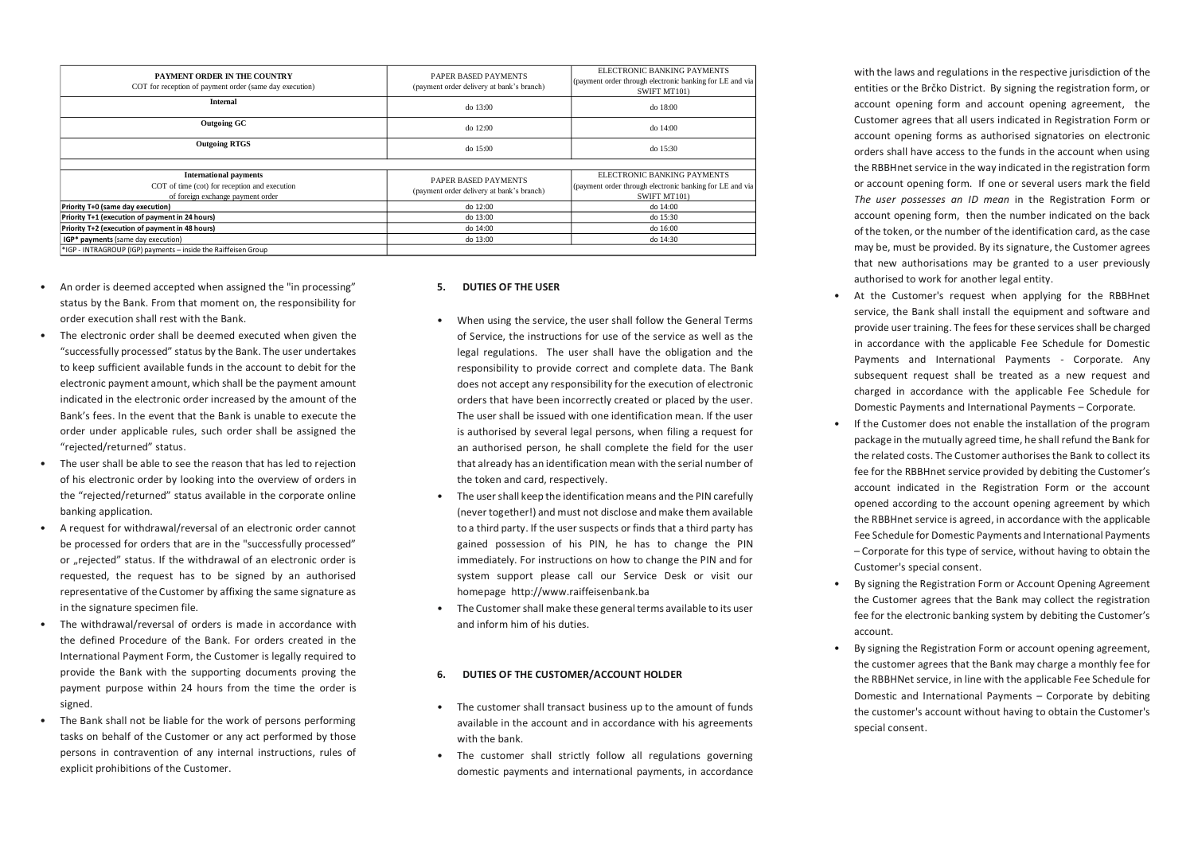| PAYMENT ORDER IN THE COUNTRY<br>COT for reception of payment order (same day execution) | PAPER BASED PAYMENTS<br>(payment order delivery at bank's branch) | ELECTRONIC BANKING PAYMENTS<br>(payment order through electronic banking for LE and via SWIFT MT101) |
|---|---|---|
| **Internal** | do 13:00 | do 18:00 |
| **Outgoing GC** | do 12:00 | do 14:00 |
| **Outgoing RTGS** | do 15:00 | do 15:30 |

| **International payments**<br>COT of time (cot) for reception and execution of foreign exchange payment order | PAPER BASED PAYMENTS<br>(payment order delivery at bank's branch) | ELECTRONIC BANKING PAYMENTS<br>(payment order through electronic banking for LE and via SWIFT MT101) |
|---|---|---|
| **Priority T+0 (same day execution)** | do 12:00 | do 14:00 |
| **Priority T+1 (execution of payment in 24 hours)** | do 13:00 | do 15:30 |
| **Priority T+2 (execution of payment in 48 hours)** | do 14:00 | do 16:00 |
| **IGP* payments** (same day execution) | do 13:00 | do 14:30 |
| *IGP - INTRAGROUP (IGP) payments – inside the Raiffeisen Group | | |

- An order is deemed accepted when assigned the "in processing" status by the Bank. From that moment on, the responsibility for order execution shall rest with the Bank.
- The electronic order shall be deemed executed when given the "successfully processed" status by the Bank. The user undertakes to keep sufficient available funds in the account to debit for the electronic payment amount, which shall be the payment amount indicated in the electronic order increased by the amount of the Bank's fees. In the event that the Bank is unable to execute the order under applicable rules, such order shall be assigned the "rejected/returned" status.
- The user shall be able to see the reason that has led to rejection of his electronic order by looking into the overview of orders in the "rejected/returned" status available in the corporate online banking application.
- A request for withdrawal/reversal of an electronic order cannot be processed for orders that are in the "successfully processed" or „rejected" status. If the withdrawal of an electronic order is requested, the request has to be signed by an authorised representative of the Customer by affixing the same signature as in the signature specimen file.
- The withdrawal/reversal of orders is made in accordance with the defined Procedure of the Bank. For orders created in the International Payment Form, the Customer is legally required to provide the Bank with the supporting documents proving the payment purpose within 24 hours from the time the order is signed.
- The Bank shall not be liable for the work of persons performing tasks on behalf of the Customer or any act performed by those persons in contravention of any internal instructions, rules of explicit prohibitions of the Customer.

## 5. DUTIES OF THE USER

- When using the service, the user shall follow the General Terms of Service, the instructions for use of the service as well as the legal regulations. The user shall have the obligation and the responsibility to provide correct and complete data. The Bank does not accept any responsibility for the execution of electronic orders that have been incorrectly created or placed by the user. The user shall be issued with one identification mean. If the user is authorised by several legal persons, when filing a request for an authorised person, he shall complete the field for the user that already has an identification mean with the serial number of the token and card, respectively.
- The user shall keep the identification means and the PIN carefully (never together!) and must not disclose and make them available to a third party. If the user suspects or finds that a third party has gained possession of his PIN, he has to change the PIN immediately. For instructions on how to change the PIN and for system support please call our Service Desk or visit our homepage http://www.raiffeisenbank.ba
- The Customer shall make these general terms available to its user and inform him of his duties.

## 6. DUTIES OF THE CUSTOMER/ACCOUNT HOLDER

- The customer shall transact business up to the amount of funds available in the account and in accordance with his agreements with the bank.
- The customer shall strictly follow all regulations governing domestic payments and international payments, in accordance with the laws and regulations in the respective jurisdiction of the entities or the Brčko District. By signing the registration form, or account opening form and account opening agreement, the Customer agrees that all users indicated in Registration Form or account opening forms as authorised signatories on electronic orders shall have access to the funds in the account when using the RBBHnet service in the way indicated in the registration form or account opening form. If one or several users mark the field *The user possesses an ID mean* in the Registration Form or account opening form, then the number indicated on the back of the token, or the number of the identification card, as the case may be, must be provided. By its signature, the Customer agrees that new authorisations may be granted to a user previously authorised to work for another legal entity.
- At the Customer's request when applying for the RBBHnet service, the Bank shall install the equipment and software and provide user training. The fees for these services shall be charged in accordance with the applicable Fee Schedule for Domestic Payments and International Payments - Corporate. Any subsequent request shall be treated as a new request and charged in accordance with the applicable Fee Schedule for Domestic Payments and International Payments – Corporate.
- If the Customer does not enable the installation of the program package in the mutually agreed time, he shall refund the Bank for the related costs. The Customer authorises the Bank to collect its fee for the RBBHnet service provided by debiting the Customer's account indicated in the Registration Form or the account opened according to the account opening agreement by which the RBBHnet service is agreed, in accordance with the applicable Fee Schedule for Domestic Payments and International Payments – Corporate for this type of service, without having to obtain the Customer's special consent.
- By signing the Registration Form or Account Opening Agreement the Customer agrees that the Bank may collect the registration fee for the electronic banking system by debiting the Customer's account.
- By signing the Registration Form or account opening agreement, the customer agrees that the Bank may charge a monthly fee for the RBBHNet service, in line with the applicable Fee Schedule for Domestic and International Payments – Corporate by debiting the customer's account without having to obtain the Customer's special consent.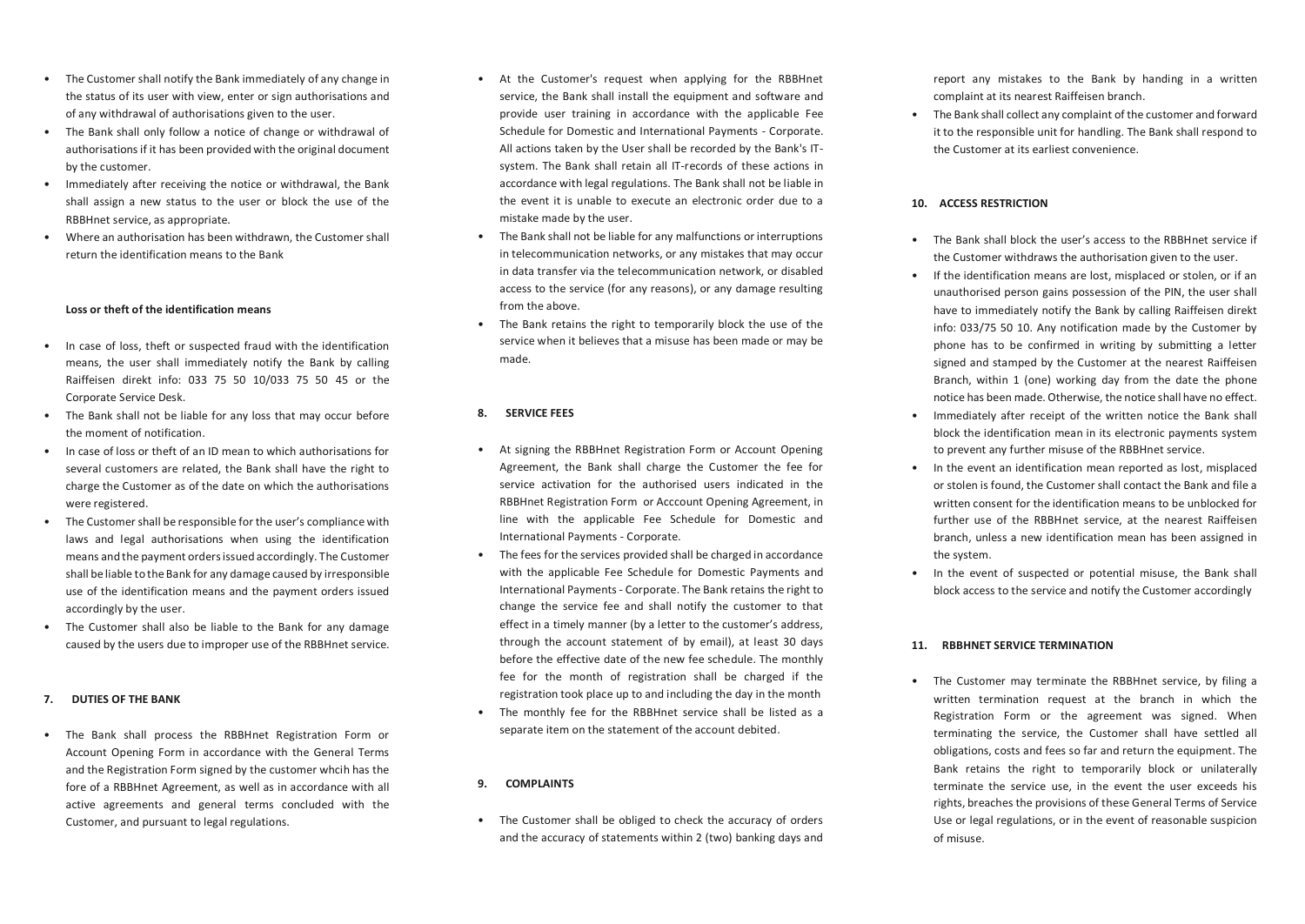- The Customer shall notify the Bank immediately of any change in the status of its user with view, enter or sign authorisations and of any withdrawal of authorisations given to the user.
- The Bank shall only follow a notice of change or withdrawal of authorisations if it has been provided with the original document by the customer.
- Immediately after receiving the notice or withdrawal, the Bank shall assign a new status to the user or block the use of the RBBHnet service, as appropriate.
- Where an authorisation has been withdrawn, the Customer shall return the identification means to the Bank

**Loss or theft of the identification means**

- In case of loss, theft or suspected fraud with the identification means, the user shall immediately notify the Bank by calling Raiffeisen direkt info: 033 75 50 10/033 75 50 45 or the Corporate Service Desk.
- The Bank shall not be liable for any loss that may occur before the moment of notification.
- In case of loss or theft of an ID mean to which authorisations for several customers are related, the Bank shall have the right to charge the Customer as of the date on which the authorisations were registered.
- The Customer shall be responsible for the user's compliance with laws and legal authorisations when using the identification means and the payment orders issued accordingly. The Customer shall be liable to the Bank for any damage caused by irresponsible use of the identification means and the payment orders issued accordingly by the user.
- The Customer shall also be liable to the Bank for any damage caused by the users due to improper use of the RBBHnet service.

## 7. DUTIES OF THE BANK

- The Bank shall process the RBBHnet Registration Form or Account Opening Form in accordance with the General Terms and the Registration Form signed by the customer whcih has the fore of a RBBHnet Agreement, as well as in accordance with all active agreements and general terms concluded with the Customer, and pursuant to legal regulations.
- At the Customer's request when applying for the RBBHnet service, the Bank shall install the equipment and software and provide user training in accordance with the applicable Fee Schedule for Domestic and International Payments - Corporate. All actions taken by the User shall be recorded by the Bank's IT-system. The Bank shall retain all IT-records of these actions in accordance with legal regulations. The Bank shall not be liable in the event it is unable to execute an electronic order due to a mistake made by the user.
- The Bank shall not be liable for any malfunctions or interruptions in telecommunication networks, or any mistakes that may occur in data transfer via the telecommunication network, or disabled access to the service (for any reasons), or any damage resulting from the above.
- The Bank retains the right to temporarily block the use of the service when it believes that a misuse has been made or may be made.

## 8. SERVICE FEES

- At signing the RBBHnet Registration Form or Account Opening Agreement, the Bank shall charge the Customer the fee for service activation for the authorised users indicated in the RBBHnet Registration Form or Acccount Opening Agreement, in line with the applicable Fee Schedule for Domestic and International Payments - Corporate.
- The fees for the services provided shall be charged in accordance with the applicable Fee Schedule for Domestic Payments and International Payments - Corporate. The Bank retains the right to change the service fee and shall notify the customer to that effect in a timely manner (by a letter to the customer's address, through the account statement of by email), at least 30 days before the effective date of the new fee schedule. The monthly fee for the month of registration shall be charged if the registration took place up to and including the day in the month
- The monthly fee for the RBBHnet service shall be listed as a separate item on the statement of the account debited.

## 9. COMPLAINTS

- The Customer shall be obliged to check the accuracy of orders and the accuracy of statements within 2 (two) banking days and report any mistakes to the Bank by handing in a written complaint at its nearest Raiffeisen branch.
- The Bank shall collect any complaint of the customer and forward it to the responsible unit for handling. The Bank shall respond to the Customer at its earliest convenience.

## 10. ACCESS RESTRICTION

- The Bank shall block the user's access to the RBBHnet service if the Customer withdraws the authorisation given to the user.
- If the identification means are lost, misplaced or stolen, or if an unauthorised person gains possession of the PIN, the user shall have to immediately notify the Bank by calling Raiffeisen direkt info: 033/75 50 10. Any notification made by the Customer by phone has to be confirmed in writing by submitting a letter signed and stamped by the Customer at the nearest Raiffeisen Branch, within 1 (one) working day from the date the phone notice has been made. Otherwise, the notice shall have no effect.
- Immediately after receipt of the written notice the Bank shall block the identification mean in its electronic payments system to prevent any further misuse of the RBBHnet service.
- In the event an identification mean reported as lost, misplaced or stolen is found, the Customer shall contact the Bank and file a written consent for the identification means to be unblocked for further use of the RBBHnet service, at the nearest Raiffeisen branch, unless a new identification mean has been assigned in the system.
- In the event of suspected or potential misuse, the Bank shall block access to the service and notify the Customer accordingly

## 11. RBBHNET SERVICE TERMINATION

- The Customer may terminate the RBBHnet service, by filing a written termination request at the branch in which the Registration Form or the agreement was signed. When terminating the service, the Customer shall have settled all obligations, costs and fees so far and return the equipment. The Bank retains the right to temporarily block or unilaterally terminate the service use, in the event the user exceeds his rights, breaches the provisions of these General Terms of Service Use or legal regulations, or in the event of reasonable suspicion of misuse.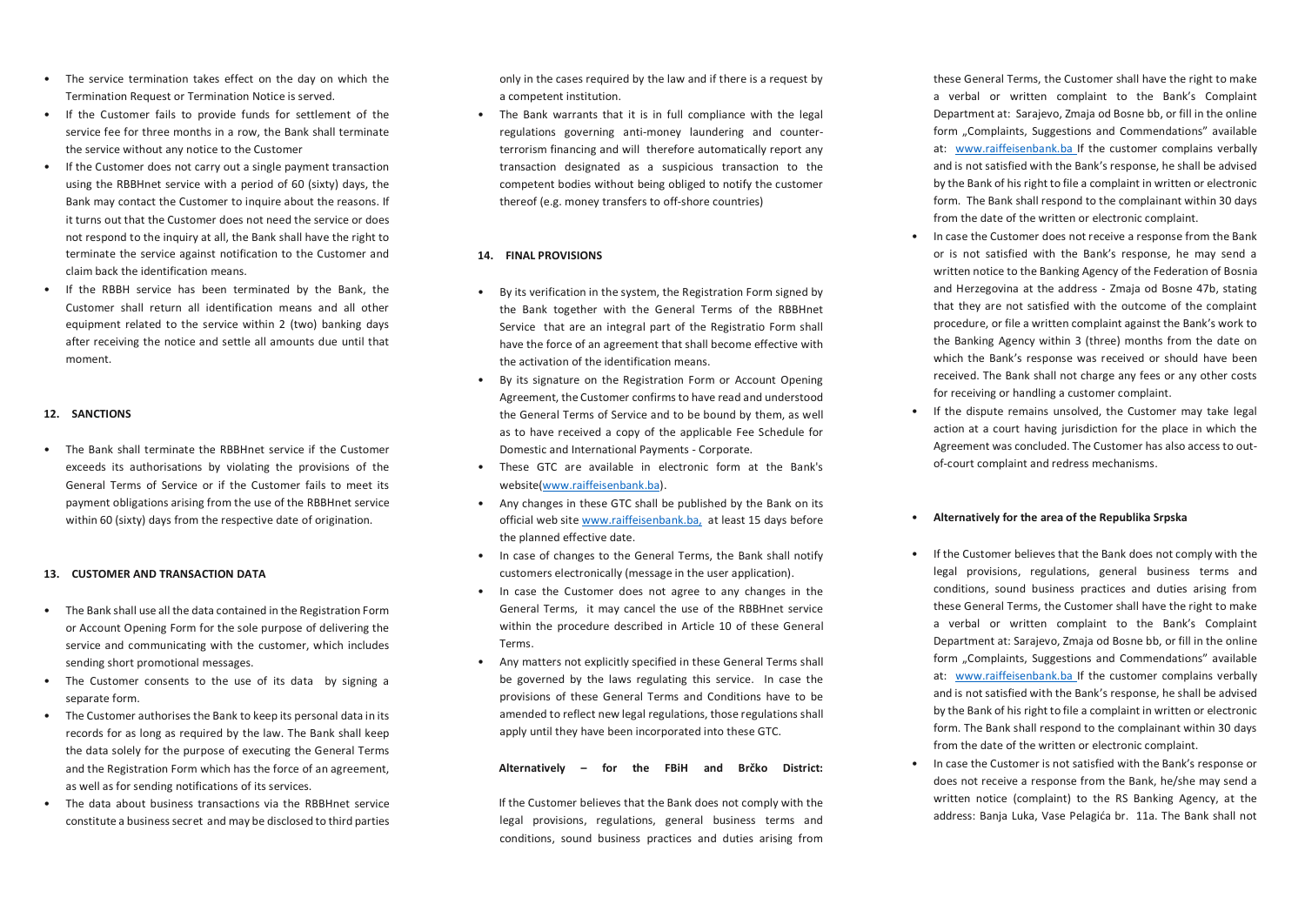- The service termination takes effect on the day on which the Termination Request or Termination Notice is served.
- If the Customer fails to provide funds for settlement of the service fee for three months in a row, the Bank shall terminate the service without any notice to the Customer
- If the Customer does not carry out a single payment transaction using the RBBHnet service with a period of 60 (sixty) days, the Bank may contact the Customer to inquire about the reasons. If it turns out that the Customer does not need the service or does not respond to the inquiry at all, the Bank shall have the right to terminate the service against notification to the Customer and claim back the identification means.
- If the RBBH service has been terminated by the Bank, the Customer shall return all identification means and all other equipment related to the service within 2 (two) banking days after receiving the notice and settle all amounts due until that moment.

#### 12. SANCTIONS

- The Bank shall terminate the RBBHnet service if the Customer exceeds its authorisations by violating the provisions of the General Terms of Service or if the Customer fails to meet its payment obligations arising from the use of the RBBHnet service within 60 (sixty) days from the respective date of origination.

#### 13. CUSTOMER AND TRANSACTION DATA

- The Bank shall use all the data contained in the Registration Form or Account Opening Form for the sole purpose of delivering the service and communicating with the customer, which includes sending short promotional messages.
- The Customer consents to the use of its data by signing a separate form.
- The Customer authorises the Bank to keep its personal data in its records for as long as required by the law. The Bank shall keep the data solely for the purpose of executing the General Terms and the Registration Form which has the force of an agreement, as well as for sending notifications of its services.
- The data about business transactions via the RBBHnet service constitute a business secret and may be disclosed to third parties only in the cases required by the law and if there is a request by a competent institution.
- The Bank warrants that it is in full compliance with the legal regulations governing anti-money laundering and counter-terrorism financing and will therefore automatically report any transaction designated as a suspicious transaction to the competent bodies without being obliged to notify the customer thereof (e.g. money transfers to off-shore countries)

#### 14. FINAL PROVISIONS

- By its verification in the system, the Registration Form signed by the Bank together with the General Terms of the RBBHnet Service that are an integral part of the Registratio Form shall have the force of an agreement that shall become effective with the activation of the identification means.
- By its signature on the Registration Form or Account Opening Agreement, the Customer confirms to have read and understood the General Terms of Service and to be bound by them, as well as to have received a copy of the applicable Fee Schedule for Domestic and International Payments - Corporate.
- These GTC are available in electronic form at the Bank's website(www.raiffeisenbank.ba).
- Any changes in these GTC shall be published by the Bank on its official web site www.raiffeisenbank.ba, at least 15 days before the planned effective date.
- In case of changes to the General Terms, the Bank shall notify customers electronically (message in the user application).
- In case the Customer does not agree to any changes in the General Terms, it may cancel the use of the RBBHnet service within the procedure described in Article 10 of these General Terms.
- Any matters not explicitly specified in these General Terms shall be governed by the laws regulating this service. In case the provisions of these General Terms and Conditions have to be amended to reflect new legal regulations, those regulations shall apply until they have been incorporated into these GTC.

**Alternatively – for the FBiH and Brčko District:**

If the Customer believes that the Bank does not comply with the legal provisions, regulations, general business terms and conditions, sound business practices and duties arising from these General Terms, the Customer shall have the right to make a verbal or written complaint to the Bank's Complaint Department at: Sarajevo, Zmaja od Bosne bb, or fill in the online form „Complaints, Suggestions and Commendations" available at: www.raiffeisenbank.ba If the customer complains verbally and is not satisfied with the Bank's response, he shall be advised by the Bank of his right to file a complaint in written or electronic form. The Bank shall respond to the complainant within 30 days from the date of the written or electronic complaint.

- In case the Customer does not receive a response from the Bank or is not satisfied with the Bank's response, he may send a written notice to the Banking Agency of the Federation of Bosnia and Herzegovina at the address - Zmaja od Bosne 47b, stating that they are not satisfied with the outcome of the complaint procedure, or file a written complaint against the Bank's work to the Banking Agency within 3 (three) months from the date on which the Bank's response was received or should have been received. The Bank shall not charge any fees or any other costs for receiving or handling a customer complaint.
- If the dispute remains unsolved, the Customer may take legal action at a court having jurisdiction for the place in which the Agreement was concluded. The Customer has also access to out-of-court complaint and redress mechanisms.

- **Alternatively for the area of the Republika Srpska**

- If the Customer believes that the Bank does not comply with the legal provisions, regulations, general business terms and conditions, sound business practices and duties arising from these General Terms, the Customer shall have the right to make a verbal or written complaint to the Bank's Complaint Department at: Sarajevo, Zmaja od Bosne bb, or fill in the online form „Complaints, Suggestions and Commendations" available at: www.raiffeisenbank.ba If the customer complains verbally and is not satisfied with the Bank's response, he shall be advised by the Bank of his right to file a complaint in written or electronic form. The Bank shall respond to the complainant within 30 days from the date of the written or electronic complaint.
- In case the Customer is not satisfied with the Bank's response or does not receive a response from the Bank, he/she may send a written notice (complaint) to the RS Banking Agency, at the address: Banja Luka, Vase Pelagića br. 11a. The Bank shall not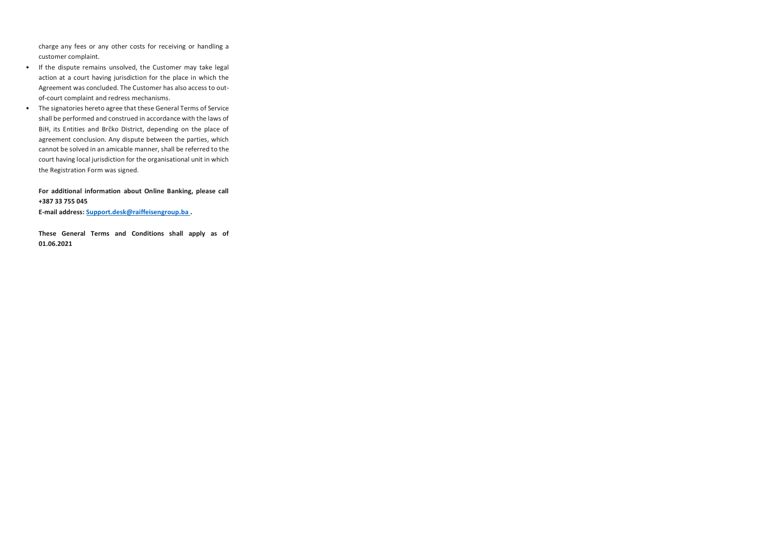charge any fees or any other costs for receiving or handling a customer complaint.

- If the dispute remains unsolved, the Customer may take legal action at a court having jurisdiction for the place in which the Agreement was concluded. The Customer has also access to out-of-court complaint and redress mechanisms.
- The signatories hereto agree that these General Terms of Service shall be performed and construed in accordance with the laws of BiH, its Entities and Brčko District, depending on the place of agreement conclusion. Any dispute between the parties, which cannot be solved in an amicable manner, shall be referred to the court having local jurisdiction for the organisational unit in which the Registration Form was signed.

**For additional information about Online Banking, please call +387 33 755 045**
**E-mail address: Support.desk@raiffeisengroup.ba .**

**These General Terms and Conditions shall apply as of 01.06.2021**